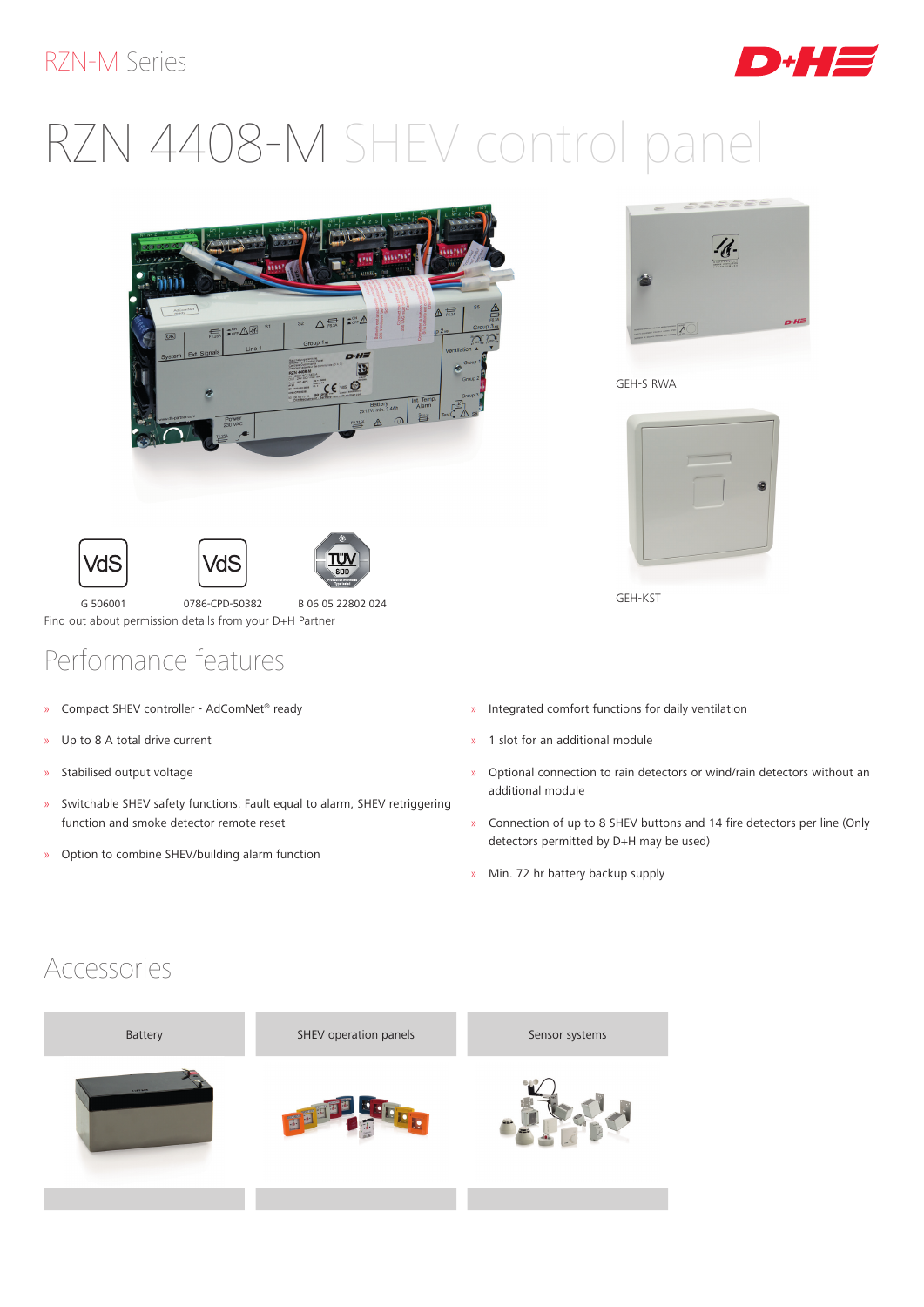RZN-M Series

# RZN 4408-M SHEV control panel

GEH-S RWA

GEH-KST

G 506001 0786-CPD-50382 B 06 05 22802 024

Find out about permission details from your D+H Partner

## Performance features

- Compact SHEV controller - AdComNet® ready
- Up to 8 A total drive current
- Stabilised output voltage
- Switchable SHEV safety functions: Fault equal to alarm, SHEV retriggering function and smoke detector remote reset
- Option to combine SHEV/building alarm function
- Integrated comfort functions for daily ventilation
- 1 slot for an additional module
- Optional connection to rain detectors or wind/rain detectors without an additional module
- Connection of up to 8 SHEV buttons and 14 fire detectors per line (Only detectors permitted by D+H may be used)
- Min. 72 hr battery backup supply

## Accessories

| Battery | SHEV operation panels | Sensor systems |
|---|---|---|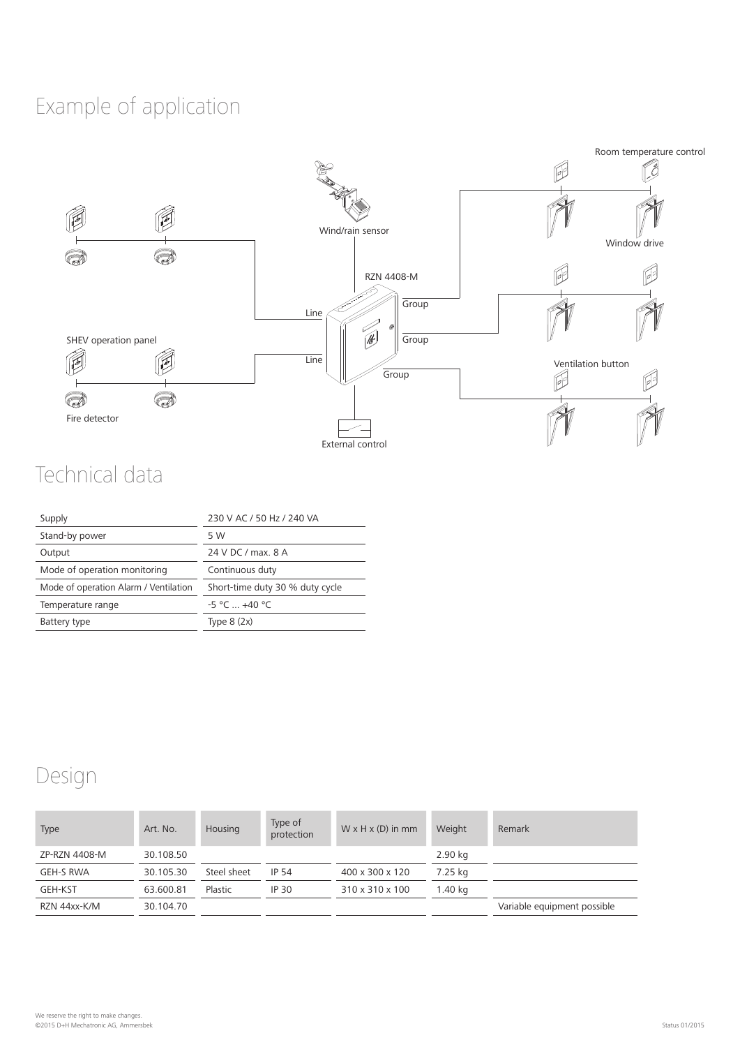# Example of application

Room temperature control

Wind/rain sensor

Window drive

RZN 4408-M

Group

Line

Group

SHEV operation panel

Line

Group

Ventilation button

Fire detector

External control

# Technical data

| | |
|---|---|
| Supply | 230 V AC / 50 Hz / 240 VA |
| Stand-by power | 5 W |
| Output | 24 V DC / max. 8 A |
| Mode of operation monitoring | Continuous duty |
| Mode of operation Alarm / Ventilation | Short-time duty 30 % duty cycle |
| Temperature range | -5 °C ... +40 °C |
| Battery type | Type 8 (2x) |

# Design

| Type | Art. No. | Housing | Type of protection | W x H x (D) in mm | Weight | Remark |
|---|---|---|---|---|---|---|
| ZP-RZN 4408-M | 30.108.50 | | | | 2.90 kg | |
| GEH-S RWA | 30.105.30 | Steel sheet | IP 54 | 400 x 300 x 120 | 7.25 kg | |
| GEH-KST | 63.600.81 | Plastic | IP 30 | 310 x 310 x 100 | 1.40 kg | |
| RZN 44xx-K/M | 30.104.70 | | | | | Variable equipment possible |

We reserve the right to make changes.
©2015 D+H Mechatronic AG, Ammersbek

Status 01/2015